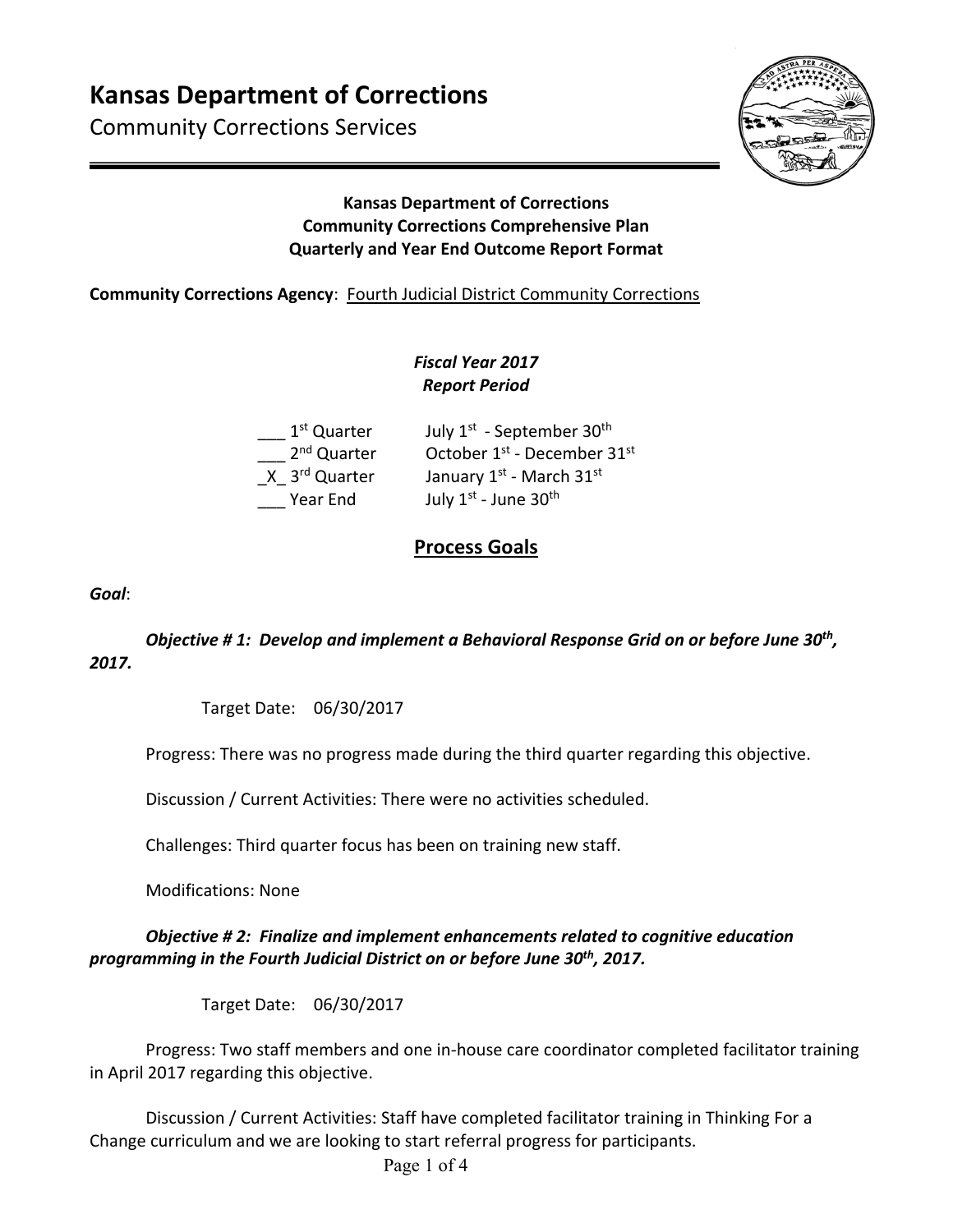# Kansas Department of Corrections

Community Corrections Services

**Kansas Department of Corrections**
**Community Corrections Comprehensive Plan**
**Quarterly and Year End Outcome Report Format**

**Community Corrections Agency**: Fourth Judicial District Community Corrections

***Fiscal Year 2017***
***Report Period***

___ 1st Quarter July 1st - September 30th
___ 2nd Quarter October 1st - December 31st
_X_ 3rd Quarter January 1st - March 31st
___ Year End July 1st - June 30th

## Process Goals

***Goal***:

***Objective # 1: Develop and implement a Behavioral Response Grid on or before June 30th, 2017.***

Target Date: 06/30/2017

Progress: There was no progress made during the third quarter regarding this objective.

Discussion / Current Activities: There were no activities scheduled.

Challenges: Third quarter focus has been on training new staff.

Modifications: None

***Objective # 2: Finalize and implement enhancements related to cognitive education programming in the Fourth Judicial District on or before June 30th, 2017.***

Target Date: 06/30/2017

Progress: Two staff members and one in-house care coordinator completed facilitator training in April 2017 regarding this objective.

Discussion / Current Activities: Staff have completed facilitator training in Thinking For a Change curriculum and we are looking to start referral progress for participants.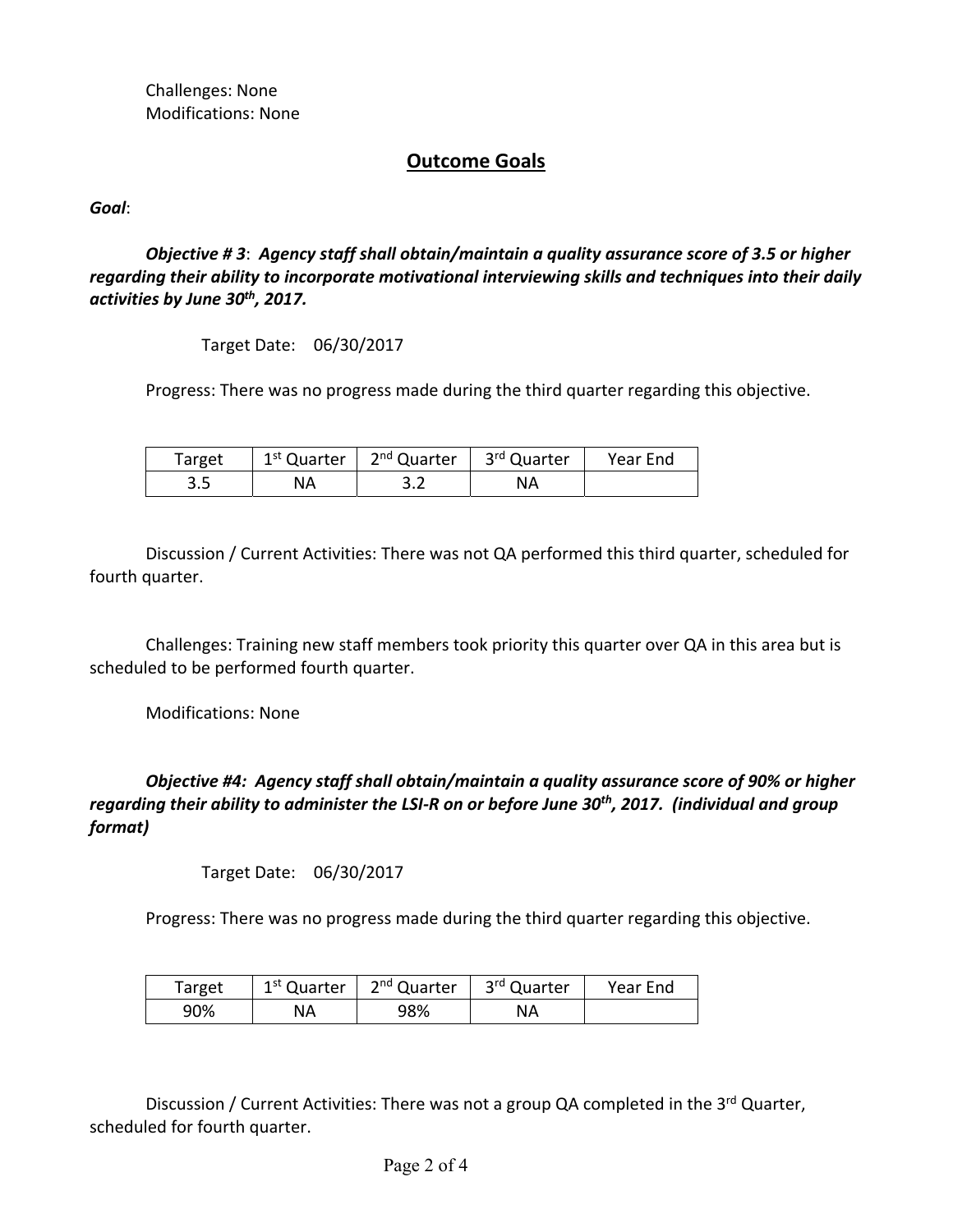Challenges: None
Modifications: None

## Outcome Goals

***Goal***:

***Objective # 3***: ***Agency staff shall obtain/maintain a quality assurance score of 3.5 or higher regarding their ability to incorporate motivational interviewing skills and techniques into their daily activities by June 30th, 2017.***

Target Date: 06/30/2017

Progress: There was no progress made during the third quarter regarding this objective.

| Target | 1st Quarter | 2nd Quarter | 3rd Quarter | Year End |
|---|---|---|---|---|
| 3.5 | NA | 3.2 | NA | |

Discussion / Current Activities: There was not QA performed this third quarter, scheduled for fourth quarter.

Challenges: Training new staff members took priority this quarter over QA in this area but is scheduled to be performed fourth quarter.

Modifications: None

***Objective #4: Agency staff shall obtain/maintain a quality assurance score of 90% or higher regarding their ability to administer the LSI-R on or before June 30th, 2017. (individual and group format)***

Target Date: 06/30/2017

Progress: There was no progress made during the third quarter regarding this objective.

| Target | 1st Quarter | 2nd Quarter | 3rd Quarter | Year End |
|---|---|---|---|---|
| 90% | NA | 98% | NA | |

Discussion / Current Activities: There was not a group QA completed in the 3rd Quarter, scheduled for fourth quarter.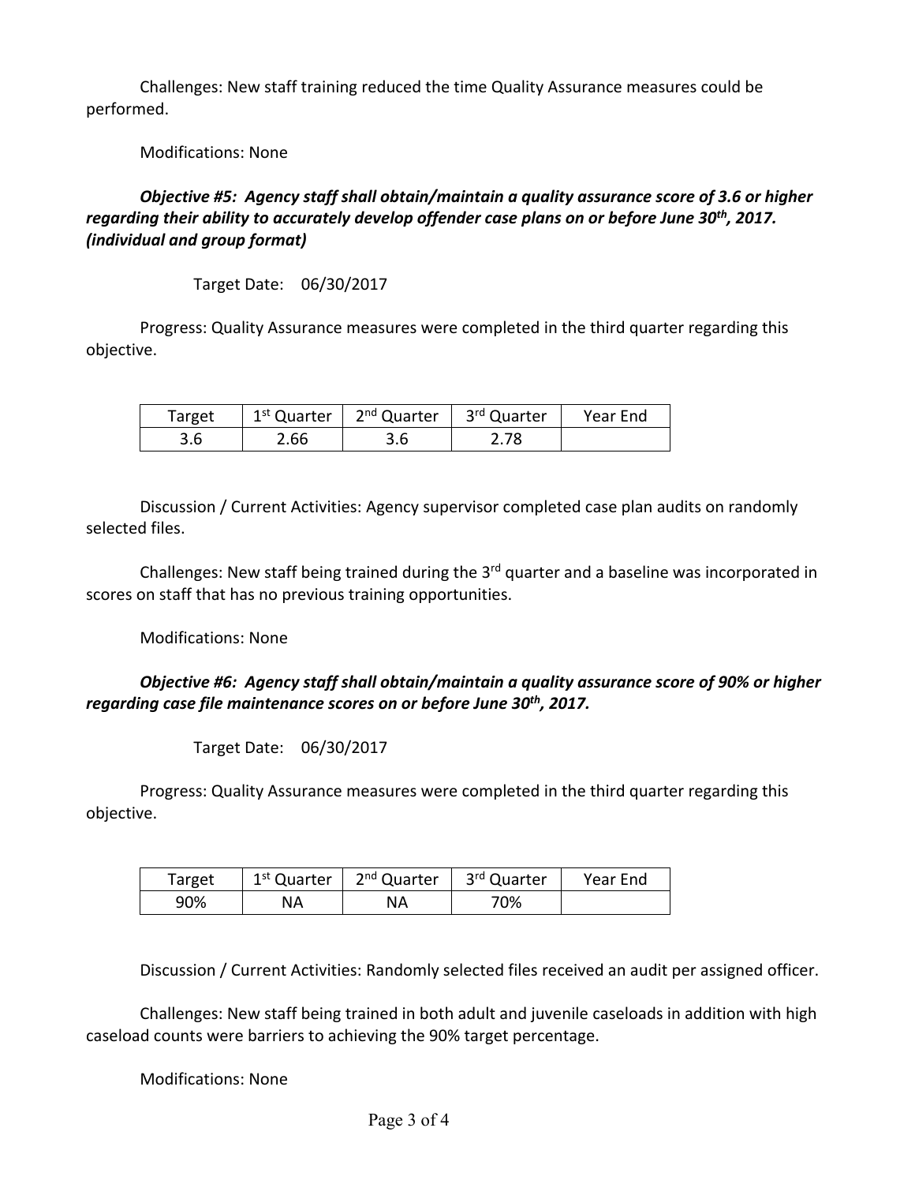Challenges: New staff training reduced the time Quality Assurance measures could be performed.

Modifications: None

***Objective #5: Agency staff shall obtain/maintain a quality assurance score of 3.6 or higher regarding their ability to accurately develop offender case plans on or before June 30th, 2017. (individual and group format)***

Target Date: 06/30/2017

Progress: Quality Assurance measures were completed in the third quarter regarding this objective.

| Target | 1st Quarter | 2nd Quarter | 3rd Quarter | Year End |
|---|---|---|---|---|
| 3.6 | 2.66 | 3.6 | 2.78 | |

Discussion / Current Activities: Agency supervisor completed case plan audits on randomly selected files.

Challenges: New staff being trained during the 3rd quarter and a baseline was incorporated in scores on staff that has no previous training opportunities.

Modifications: None

***Objective #6: Agency staff shall obtain/maintain a quality assurance score of 90% or higher regarding case file maintenance scores on or before June 30th, 2017.***

Target Date: 06/30/2017

Progress: Quality Assurance measures were completed in the third quarter regarding this objective.

| Target | 1st Quarter | 2nd Quarter | 3rd Quarter | Year End |
|---|---|---|---|---|
| 90% | NA | NA | 70% | |

Discussion / Current Activities: Randomly selected files received an audit per assigned officer.

Challenges: New staff being trained in both adult and juvenile caseloads in addition with high caseload counts were barriers to achieving the 90% target percentage.

Modifications: None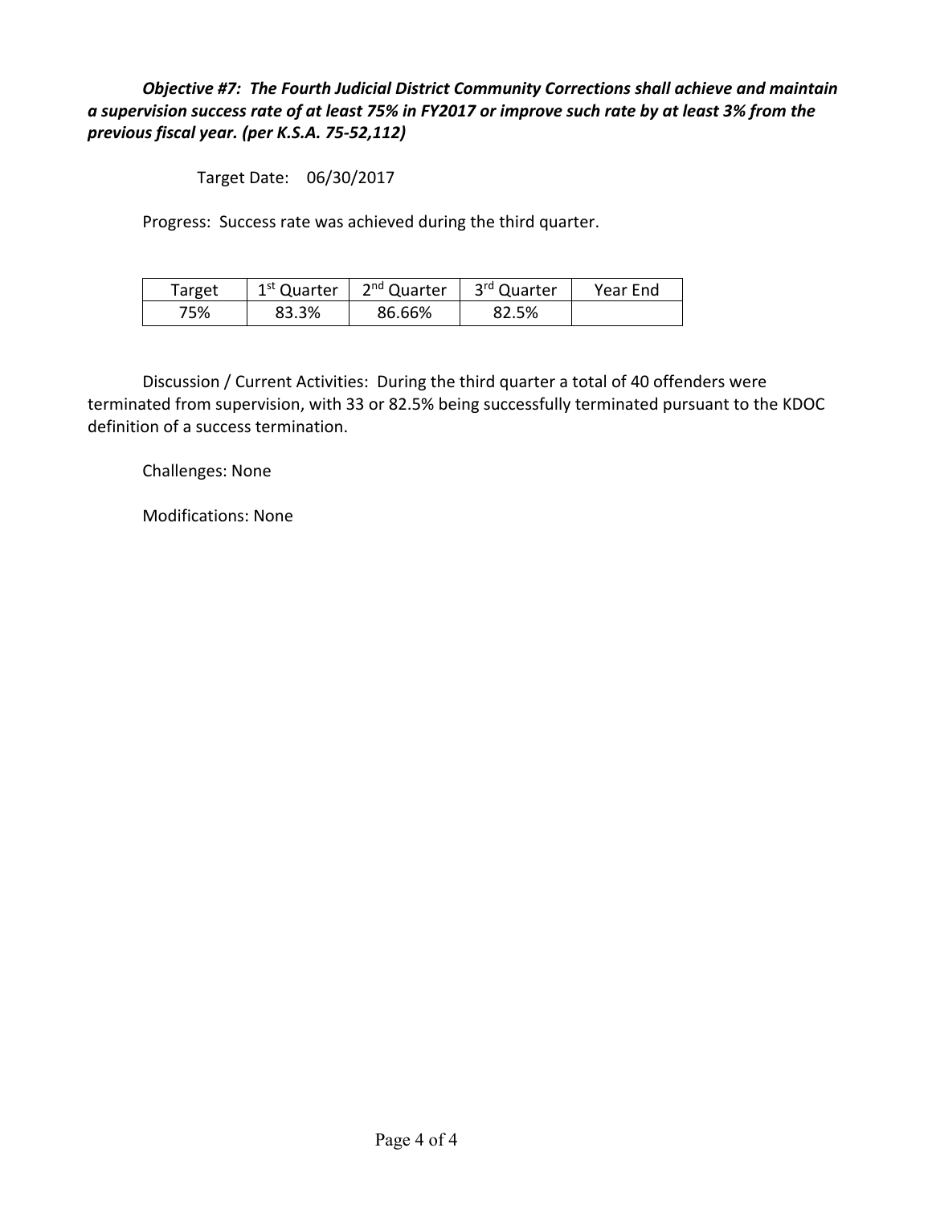***Objective #7: The Fourth Judicial District Community Corrections shall achieve and maintain a supervision success rate of at least 75% in FY2017 or improve such rate by at least 3% from the previous fiscal year. (per K.S.A. 75-52,112)***

Target Date: 06/30/2017

Progress: Success rate was achieved during the third quarter.

| Target | 1st Quarter | 2nd Quarter | 3rd Quarter | Year End |
|---|---|---|---|---|
| 75% | 83.3% | 86.66% | 82.5% | |

Discussion / Current Activities: During the third quarter a total of 40 offenders were terminated from supervision, with 33 or 82.5% being successfully terminated pursuant to the KDOC definition of a success termination.

Challenges: None

Modifications: None